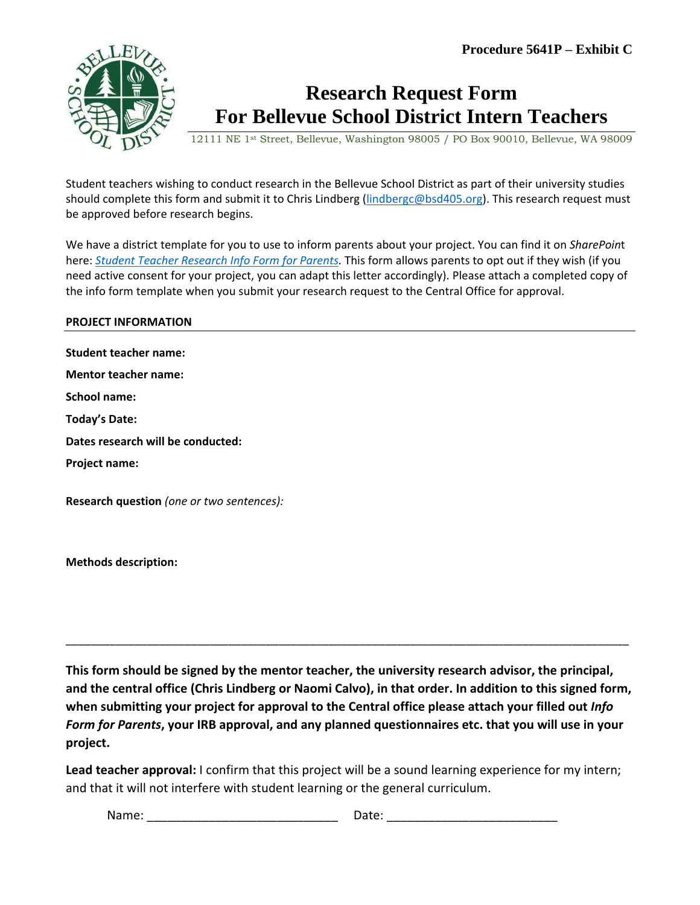Procedure 5641P – Exhibit C

# Research Request Form
# For Bellevue School District Intern Teachers

12111 NE 1st Street, Bellevue, Washington 98005 / PO Box 90010, Bellevue, WA 98009

Student teachers wishing to conduct research in the Bellevue School District as part of their university studies should complete this form and submit it to Chris Lindberg (lindbergc@bsd405.org). This research request must be approved before research begins.

We have a district template for you to use to inform parents about your project. You can find it on *SharePoint* here: *Student Teacher Research Info Form for Parents.* This form allows parents to opt out if they wish (if you need active consent for your project, you can adapt this letter accordingly). Please attach a completed copy of the info form template when you submit your research request to the Central Office for approval.

**PROJECT INFORMATION**

**Student teacher name:**

**Mentor teacher name:**

**School name:**

**Today's Date:**

**Dates research will be conducted:**

**Project name:**

**Research question** *(one or two sentences):*

**Methods description:**

---

**This form should be signed by the mentor teacher, the university research advisor, the principal, and the central office (Chris Lindberg or Naomi Calvo), in that order. In addition to this signed form, when submitting your project for approval to the Central office please attach your filled out *Info Form for Parents*, your IRB approval, and any planned questionnaires etc. that you will use in your project.**

**Lead teacher approval:** I confirm that this project will be a sound learning experience for my intern; and that it will not interfere with student learning or the general curriculum.

Name: ____________________________ Date: _________________________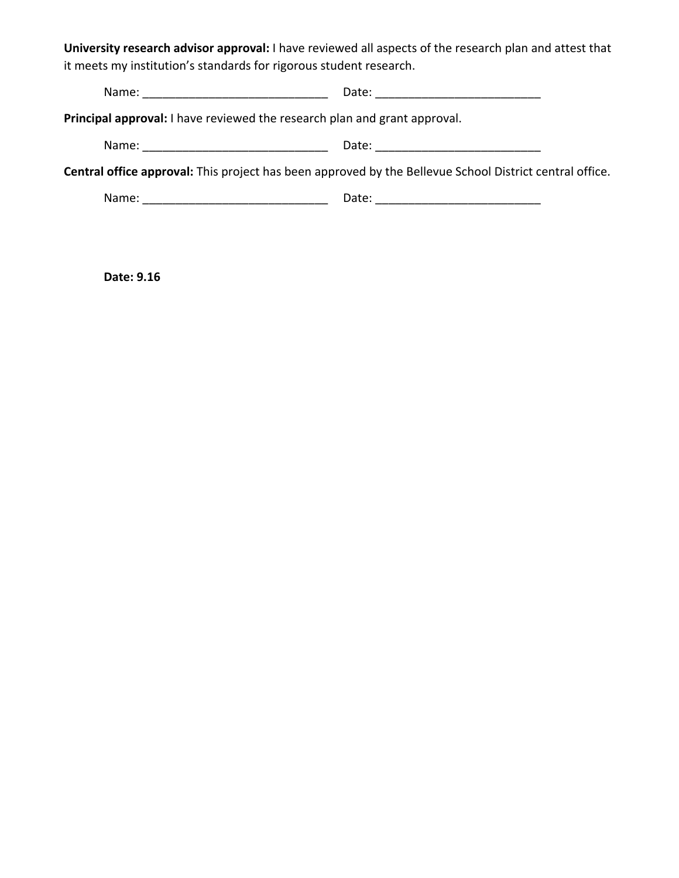**University research advisor approval:** I have reviewed all aspects of the research plan and attest that it meets my institution's standards for rigorous student research.

Name: ____________________________ Date: _________________________

**Principal approval:** I have reviewed the research plan and grant approval.

Name: ____________________________ Date: _________________________

**Central office approval:** This project has been approved by the Bellevue School District central office.

Name: ____________________________ Date: _________________________

**Date: 9.16**